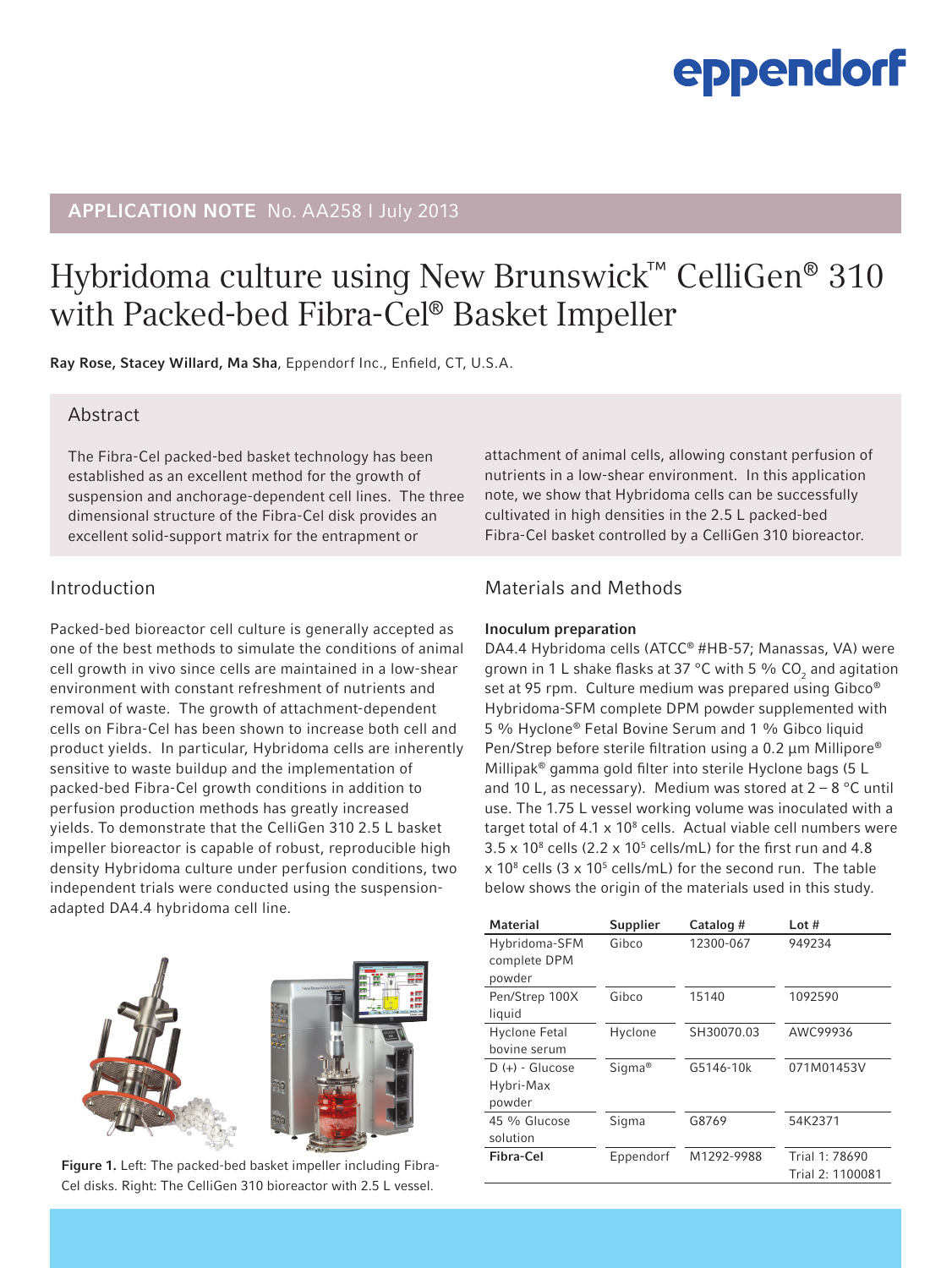APPLICATION NOTE No. AA258 I July 2013

# Hybridoma culture using New Brunswick™ CelliGen® 310 with Packed-bed Fibra-Cel® Basket Impeller

**Ray Rose, Stacey Willard, Ma Sha**, Eppendorf Inc., Enfield, CT, U.S.A.

## Abstract

The Fibra-Cel packed-bed basket technology has been established as an excellent method for the growth of suspension and anchorage-dependent cell lines. The three dimensional structure of the Fibra-Cel disk provides an excellent solid-support matrix for the entrapment or attachment of animal cells, allowing constant perfusion of nutrients in a low-shear environment. In this application note, we show that Hybridoma cells can be successfully cultivated in high densities in the 2.5 L packed-bed Fibra-Cel basket controlled by a CelliGen 310 bioreactor.

## Introduction

Packed-bed bioreactor cell culture is generally accepted as one of the best methods to simulate the conditions of animal cell growth in vivo since cells are maintained in a low-shear environment with constant refreshment of nutrients and removal of waste. The growth of attachment-dependent cells on Fibra-Cel has been shown to increase both cell and product yields. In particular, Hybridoma cells are inherently sensitive to waste buildup and the implementation of packed-bed Fibra-Cel growth conditions in addition to perfusion production methods has greatly increased yields. To demonstrate that the CelliGen 310 2.5 L basket impeller bioreactor is capable of robust, reproducible high density Hybridoma culture under perfusion conditions, two independent trials were conducted using the suspension-adapted DA4.4 hybridoma cell line.

Figure 1. Left: The packed-bed basket impeller including Fibra-Cel disks. Right: The CelliGen 310 bioreactor with 2.5 L vessel.

## Materials and Methods

### Inoculum preparation

DA4.4 Hybridoma cells (ATCC® #HB-57; Manassas, VA) were grown in 1 L shake flasks at 37 °C with 5 % $CO_2$ and agitation set at 95 rpm. Culture medium was prepared using Gibco® Hybridoma-SFM complete DPM powder supplemented with 5 % Hyclone® Fetal Bovine Serum and 1 % Gibco liquid Pen/Strep before sterile filtration using a 0.2 µm Millipore® Millipak® gamma gold filter into sterile Hyclone bags (5 L and 10 L, as necessary). Medium was stored at 2 – 8 °C until use. The 1.75 L vessel working volume was inoculated with a target total of $4.1 \times 10^8$ cells. Actual viable cell numbers were $3.5 \times 10^8$ cells ($2.2 \times 10^5$ cells/mL) for the first run and $4.8 \times 10^8$ cells ($3 \times 10^5$ cells/mL) for the second run. The table below shows the origin of the materials used in this study.

| Material | Supplier | Catalog # | Lot # |
|---|---|---|---|
| Hybridoma-SFM complete DPM powder | Gibco | 12300-067 | 949234 |
| Pen/Strep 100X liquid | Gibco | 15140 | 1092590 |
| Hyclone Fetal bovine serum | Hyclone | SH30070.03 | AWC99936 |
| D (+) - Glucose Hybri-Max powder | Sigma® | G5146-10k | 071M01453V |
| 45 % Glucose solution | Sigma | G8769 | 54K2371 |
| **Fibra-Cel** | Eppendorf | M1292-9988 | Trial 1: 78690<br>Trial 2: 1100081 |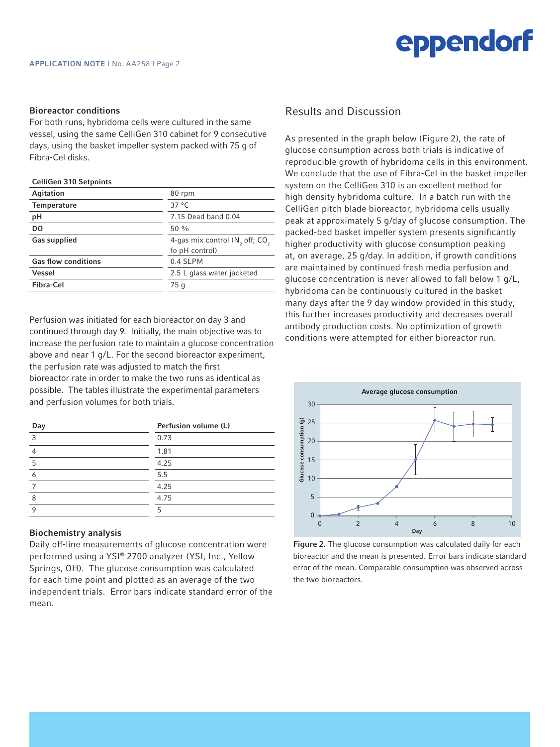### Bioreactor conditions

For both runs, hybridoma cells were cultured in the same vessel, using the same CelliGen 310 cabinet for 9 consecutive days, using the basket impeller system packed with 75 g of Fibra-Cel disks.

**CelliGen 310 Setpoints**

| | |
|---|---|
| **Agitation** | 80 rpm |
| **Temperature** | 37 °C |
| **pH** | 7.15 Dead band 0.04 |
| **DO** | 50 % |
| **Gas supplied** | 4-gas mix control ($N_2$ off; $CO_2$ fo pH control) |
| **Gas flow conditions** | 0.4 SLPM |
| **Vessel** | 2.5 L glass water jacketed |
| **Fibra-Cel** | 75 g |

Perfusion was initiated for each bioreactor on day 3 and continued through day 9. Initially, the main objective was to increase the perfusion rate to maintain a glucose concentration above and near 1 g/L. For the second bioreactor experiment, the perfusion rate was adjusted to match the first bioreactor rate in order to make the two runs as identical as possible. The tables illustrate the experimental parameters and perfusion volumes for both trials.

| Day | Perfusion volume (L) |
|---|---|
| 3 | 0.73 |
| 4 | 1.81 |
| 5 | 4.25 |
| 6 | 5.5 |
| 7 | 4.25 |
| 8 | 4.75 |
| 9 | 5 |

### Biochemistry analysis

Daily off-line measurements of glucose concentration were performed using a YSI® 2700 analyzer (YSI, Inc., Yellow Springs, OH). The glucose consumption was calculated for each time point and plotted as an average of the two independent trials. Error bars indicate standard error of the mean.

## Results and Discussion

As presented in the graph below (Figure 2), the rate of glucose consumption across both trials is indicative of reproducible growth of hybridoma cells in this environment. We conclude that the use of Fibra-Cel in the basket impeller system on the CelliGen 310 is an excellent method for high density hybridoma culture. In a batch run with the CelliGen pitch blade bioreactor, hybridoma cells usually peak at approximately 5 g/day of glucose consumption. The packed-bed basket impeller system presents significantly higher productivity with glucose consumption peaking at, on average, 25 g/day. In addition, if growth conditions are maintained by continued fresh media perfusion and glucose concentration is never allowed to fall below 1 g/L, hybridoma can be continuously cultured in the basket many days after the 9 day window provided in this study; this further increases productivity and decreases overall antibody production costs. No optimization of growth conditions were attempted for either bioreactor run.

**Figure 2.** The glucose consumption was calculated daily for each bioreactor and the mean is presented. Error bars indicate standard error of the mean. Comparable consumption was observed across the two bioreactors.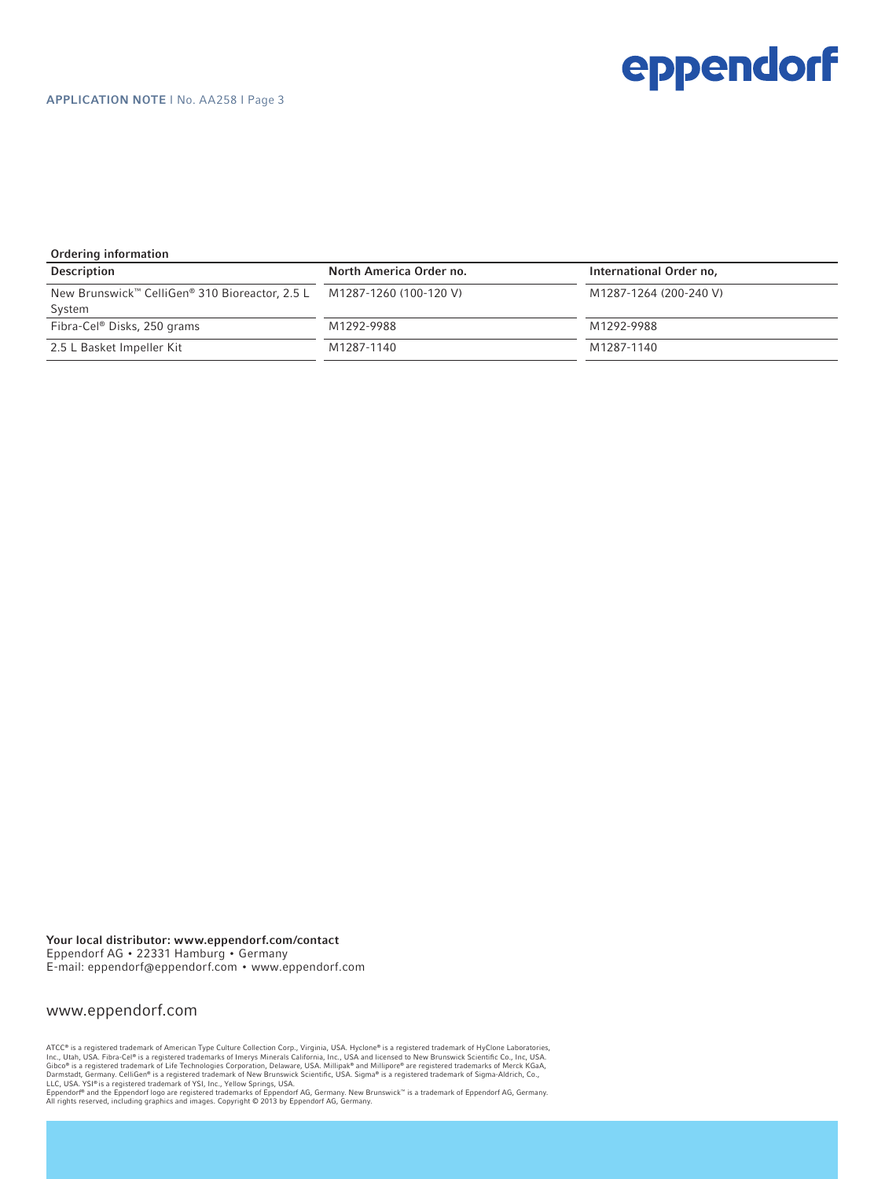**Ordering information**

| Description | North America Order no. | International Order no, |
|---|---|---|
| New Brunswick™ CelliGen® 310 Bioreactor, 2.5 L System | M1287-1260 (100-120 V) | M1287-1264 (200-240 V) |
| Fibra-Cel® Disks, 250 grams | M1292-9988 | M1292-9988 |
| 2.5 L Basket Impeller Kit | M1287-1140 | M1287-1140 |

**Your local distributor: www.eppendorf.com/contact**
Eppendorf AG • 22331 Hamburg • Germany
E-mail: eppendorf@eppendorf.com • www.eppendorf.com

www.eppendorf.com

ATCC® is a registered trademark of American Type Culture Collection Corp., Virginia, USA. Hyclone® is a registered trademark of HyClone Laboratories, Inc., Utah, USA. Fibra-Cel® is a registered trademarks of Imerys Minerals California, Inc., USA and licensed to New Brunswick Scientific Co., Inc, USA. Gibco® is a registered trademark of Life Technologies Corporation, Delaware, USA. Millipak® and Millipore® are registered trademarks of Merck KGaA, Darmstadt, Germany. CelliGen® is a registered trademark of New Brunswick Scientific, USA. Sigma® is a registered trademark of Sigma-Aldrich, Co., LLC, USA. YSI® is a registered trademark of YSI, Inc., Yellow Springs, USA.
Eppendorf® and the Eppendorf logo are registered trademarks of Eppendorf AG, Germany. New Brunswick™ is a trademark of Eppendorf AG, Germany.
All rights reserved, including graphics and images. Copyright © 2013 by Eppendorf AG, Germany.